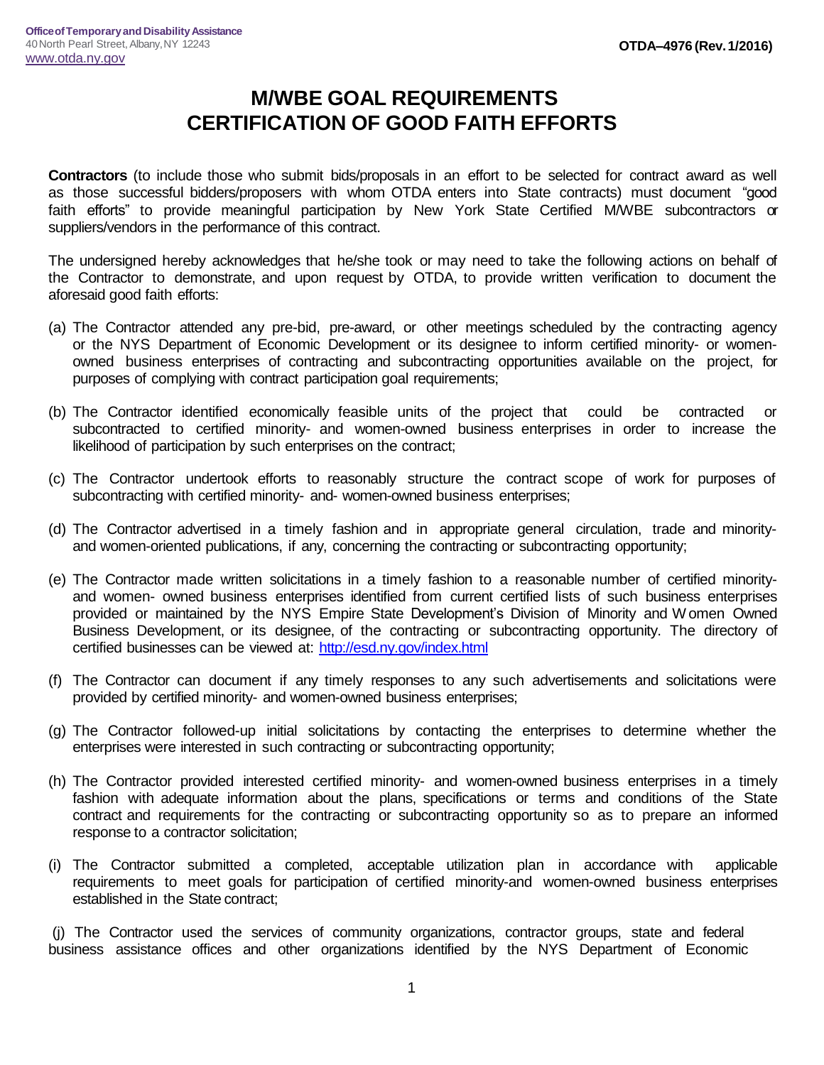Office of Temporary and Disability Assistance
40 North Pearl Street, Albany, NY 12243
www.otda.ny.gov

OTDA–4976 (Rev. 1/2016)

# M/WBE GOAL REQUIREMENTS
# CERTIFICATION OF GOOD FAITH EFFORTS

**Contractors** (to include those who submit bids/proposals in an effort to be selected for contract award as well as those successful bidders/proposers with whom OTDA enters into State contracts) must document "good faith efforts" to provide meaningful participation by New York State Certified M/WBE subcontractors or suppliers/vendors in the performance of this contract.

The undersigned hereby acknowledges that he/she took or may need to take the following actions on behalf of the Contractor to demonstrate, and upon request by OTDA, to provide written verification to document the aforesaid good faith efforts:

(a) The Contractor attended any pre-bid, pre-award, or other meetings scheduled by the contracting agency or the NYS Department of Economic Development or its designee to inform certified minority- or women-owned business enterprises of contracting and subcontracting opportunities available on the project, for purposes of complying with contract participation goal requirements;

(b) The Contractor identified economically feasible units of the project that could be contracted or subcontracted to certified minority- and women-owned business enterprises in order to increase the likelihood of participation by such enterprises on the contract;

(c) The Contractor undertook efforts to reasonably structure the contract scope of work for purposes of subcontracting with certified minority- and- women-owned business enterprises;

(d) The Contractor advertised in a timely fashion and in appropriate general circulation, trade and minority- and women-oriented publications, if any, concerning the contracting or subcontracting opportunity;

(e) The Contractor made written solicitations in a timely fashion to a reasonable number of certified minority- and women- owned business enterprises identified from current certified lists of such business enterprises provided or maintained by the NYS Empire State Development's Division of Minority and Women Owned Business Development, or its designee, of the contracting or subcontracting opportunity. The directory of certified businesses can be viewed at: http://esd.ny.gov/index.html

(f) The Contractor can document if any timely responses to any such advertisements and solicitations were provided by certified minority- and women-owned business enterprises;

(g) The Contractor followed-up initial solicitations by contacting the enterprises to determine whether the enterprises were interested in such contracting or subcontracting opportunity;

(h) The Contractor provided interested certified minority- and women-owned business enterprises in a timely fashion with adequate information about the plans, specifications or terms and conditions of the State contract and requirements for the contracting or subcontracting opportunity so as to prepare an informed response to a contractor solicitation;

(i) The Contractor submitted a completed, acceptable utilization plan in accordance with applicable requirements to meet goals for participation of certified minority-and women-owned business enterprises established in the State contract;

(j) The Contractor used the services of community organizations, contractor groups, state and federal business assistance offices and other organizations identified by the NYS Department of Economic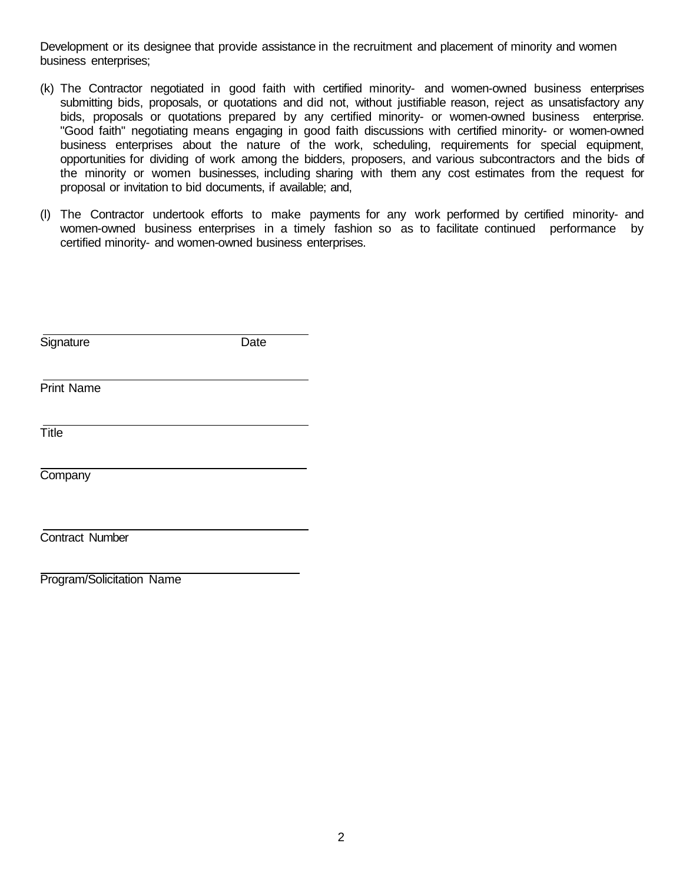Development or its designee that provide assistance in the recruitment and placement of minority and women business enterprises;

(k) The Contractor negotiated in good faith with certified minority- and women-owned business enterprises submitting bids, proposals, or quotations and did not, without justifiable reason, reject as unsatisfactory any bids, proposals or quotations prepared by any certified minority- or women-owned business enterprise. "Good faith" negotiating means engaging in good faith discussions with certified minority- or women-owned business enterprises about the nature of the work, scheduling, requirements for special equipment, opportunities for dividing of work among the bidders, proposers, and various subcontractors and the bids of the minority or women businesses, including sharing with them any cost estimates from the request for proposal or invitation to bid documents, if available; and,

(l) The Contractor undertook efforts to make payments for any work performed by certified minority- and women-owned business enterprises in a timely fashion so as to facilitate continued performance by certified minority- and women-owned business enterprises.

\_\_\_\_\_\_\_\_\_\_\_\_\_\_\_\_\_\_\_\_\_\_\_\_\_\_\_\_\_\_\_\_\_\_\_\_
Signature                                        Date

\_\_\_\_\_\_\_\_\_\_\_\_\_\_\_\_\_\_\_\_\_\_\_\_\_\_\_\_\_\_\_\_\_\_\_\_
Print Name

\_\_\_\_\_\_\_\_\_\_\_\_\_\_\_\_\_\_\_\_\_\_\_\_\_\_\_\_\_\_\_\_\_\_\_\_
Title

\_\_\_\_\_\_\_\_\_\_\_\_\_\_\_\_\_\_\_\_\_\_\_\_\_\_\_\_\_\_\_\_\_\_\_\_
Company

\_\_\_\_\_\_\_\_\_\_\_\_\_\_\_\_\_\_\_\_\_\_\_\_\_\_\_\_\_\_\_\_\_\_\_\_
Contract Number

\_\_\_\_\_\_\_\_\_\_\_\_\_\_\_\_\_\_\_\_\_\_\_\_\_\_\_\_\_\_\_\_\_\_\_\_
Program/Solicitation Name